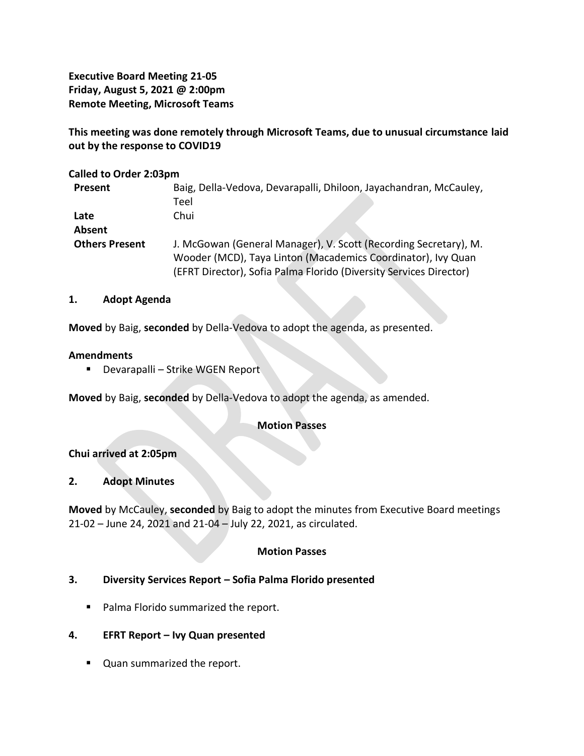**Executive Board Meeting 21-05**
**Friday, August 5, 2021 @ 2:00pm**
**Remote Meeting, Microsoft Teams**

**This meeting was done remotely through Microsoft Teams, due to unusual circumstance laid out by the response to COVID19**

**Called to Order 2:03pm**

| | |
|---|---|
| **Present** | Baig, Della-Vedova, Devarapalli, Dhiloon, Jayachandran, McCauley, Teel |
| **Late** | Chui |
| **Absent** | |
| **Others Present** | J. McGowan (General Manager), V. Scott (Recording Secretary), M. Wooder (MCD), Taya Linton (Macademics Coordinator), Ivy Quan (EFRT Director), Sofia Palma Florido (Diversity Services Director) |

## 1. Adopt Agenda

**Moved** by Baig, **seconded** by Della-Vedova to adopt the agenda, as presented.

**Amendments**

- Devarapalli – Strike WGEN Report

**Moved** by Baig, **seconded** by Della-Vedova to adopt the agenda, as amended.

**Motion Passes**

**Chui arrived at 2:05pm**

## 2. Adopt Minutes

**Moved** by McCauley, **seconded** by Baig to adopt the minutes from Executive Board meetings 21-02 – June 24, 2021 and 21-04 – July 22, 2021, as circulated.

**Motion Passes**

## 3. Diversity Services Report – Sofia Palma Florido presented

- Palma Florido summarized the report.

## 4. EFRT Report – Ivy Quan presented

- Quan summarized the report.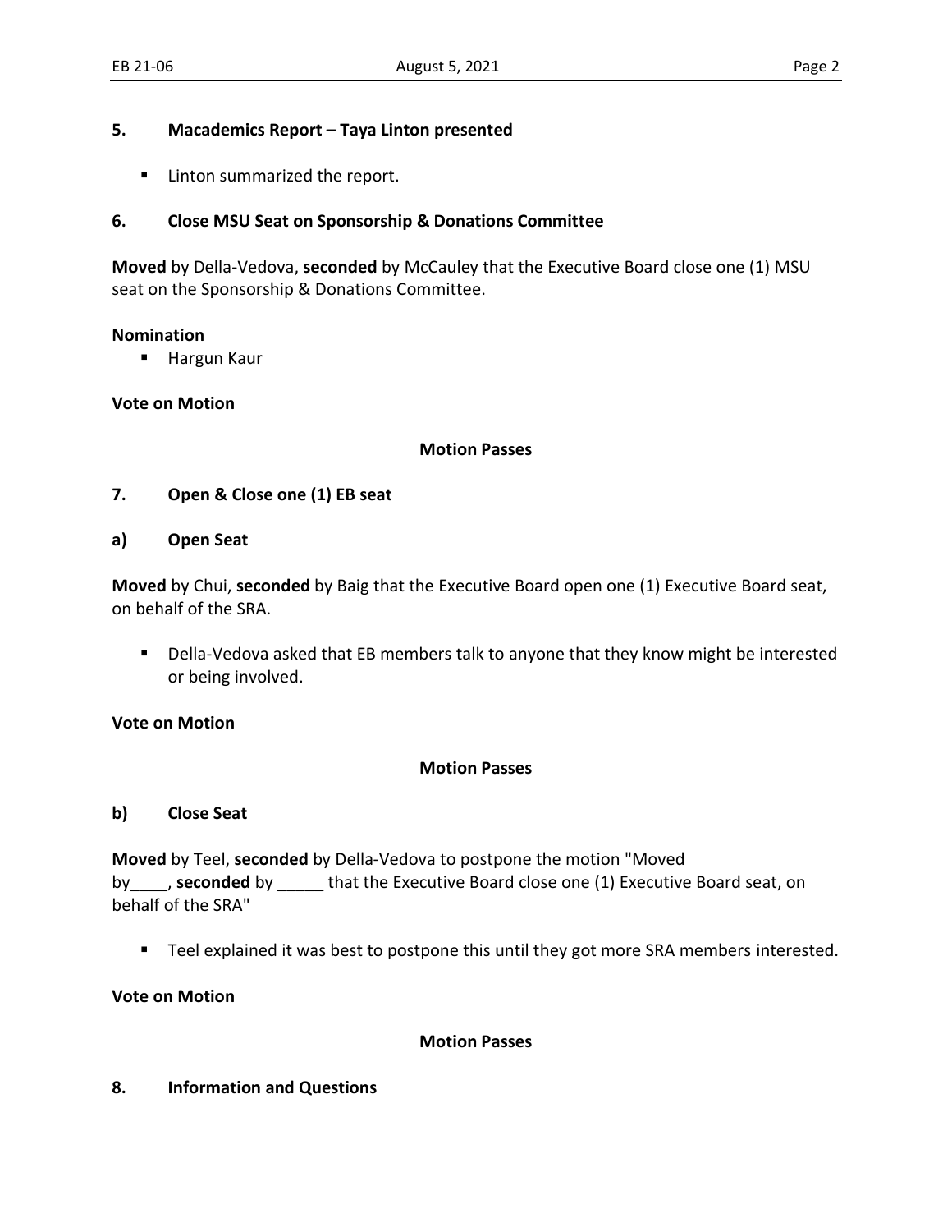## 5. Macademics Report – Taya Linton presented

- Linton summarized the report.

## 6. Close MSU Seat on Sponsorship & Donations Committee

**Moved** by Della-Vedova, **seconded** by McCauley that the Executive Board close one (1) MSU seat on the Sponsorship & Donations Committee.

**Nomination**

- Hargun Kaur

**Vote on Motion**

**Motion Passes**

## 7. Open & Close one (1) EB seat

### a) Open Seat

**Moved** by Chui, **seconded** by Baig that the Executive Board open one (1) Executive Board seat, on behalf of the SRA.

- Della-Vedova asked that EB members talk to anyone that they know might be interested or being involved.

**Vote on Motion**

**Motion Passes**

### b) Close Seat

**Moved** by Teel, **seconded** by Della-Vedova to postpone the motion "Moved by____, **seconded** by _____ that the Executive Board close one (1) Executive Board seat, on behalf of the SRA"

- Teel explained it was best to postpone this until they got more SRA members interested.

**Vote on Motion**

**Motion Passes**

## 8. Information and Questions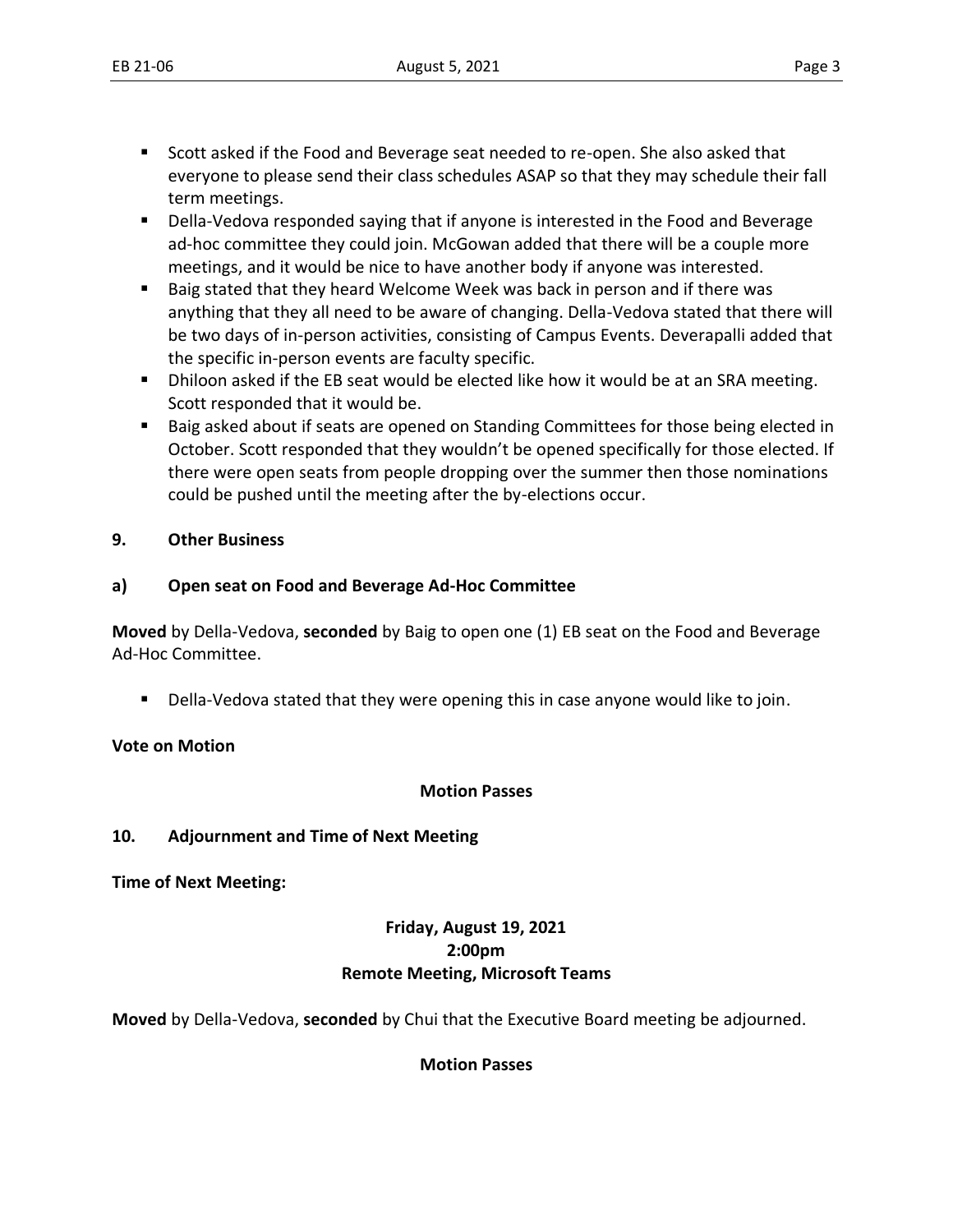- Scott asked if the Food and Beverage seat needed to re-open. She also asked that everyone to please send their class schedules ASAP so that they may schedule their fall term meetings.
- Della-Vedova responded saying that if anyone is interested in the Food and Beverage ad-hoc committee they could join. McGowan added that there will be a couple more meetings, and it would be nice to have another body if anyone was interested.
- Baig stated that they heard Welcome Week was back in person and if there was anything that they all need to be aware of changing. Della-Vedova stated that there will be two days of in-person activities, consisting of Campus Events. Deverapalli added that the specific in-person events are faculty specific.
- Dhiloon asked if the EB seat would be elected like how it would be at an SRA meeting. Scott responded that it would be.
- Baig asked about if seats are opened on Standing Committees for those being elected in October. Scott responded that they wouldn't be opened specifically for those elected. If there were open seats from people dropping over the summer then those nominations could be pushed until the meeting after the by-elections occur.

## 9. Other Business

### a) Open seat on Food and Beverage Ad-Hoc Committee

**Moved** by Della-Vedova, **seconded** by Baig to open one (1) EB seat on the Food and Beverage Ad-Hoc Committee.

- Della-Vedova stated that they were opening this in case anyone would like to join.

**Vote on Motion**

**Motion Passes**

## 10. Adjournment and Time of Next Meeting

**Time of Next Meeting:**

**Friday, August 19, 2021**
**2:00pm**
**Remote Meeting, Microsoft Teams**

**Moved** by Della-Vedova, **seconded** by Chui that the Executive Board meeting be adjourned.

**Motion Passes**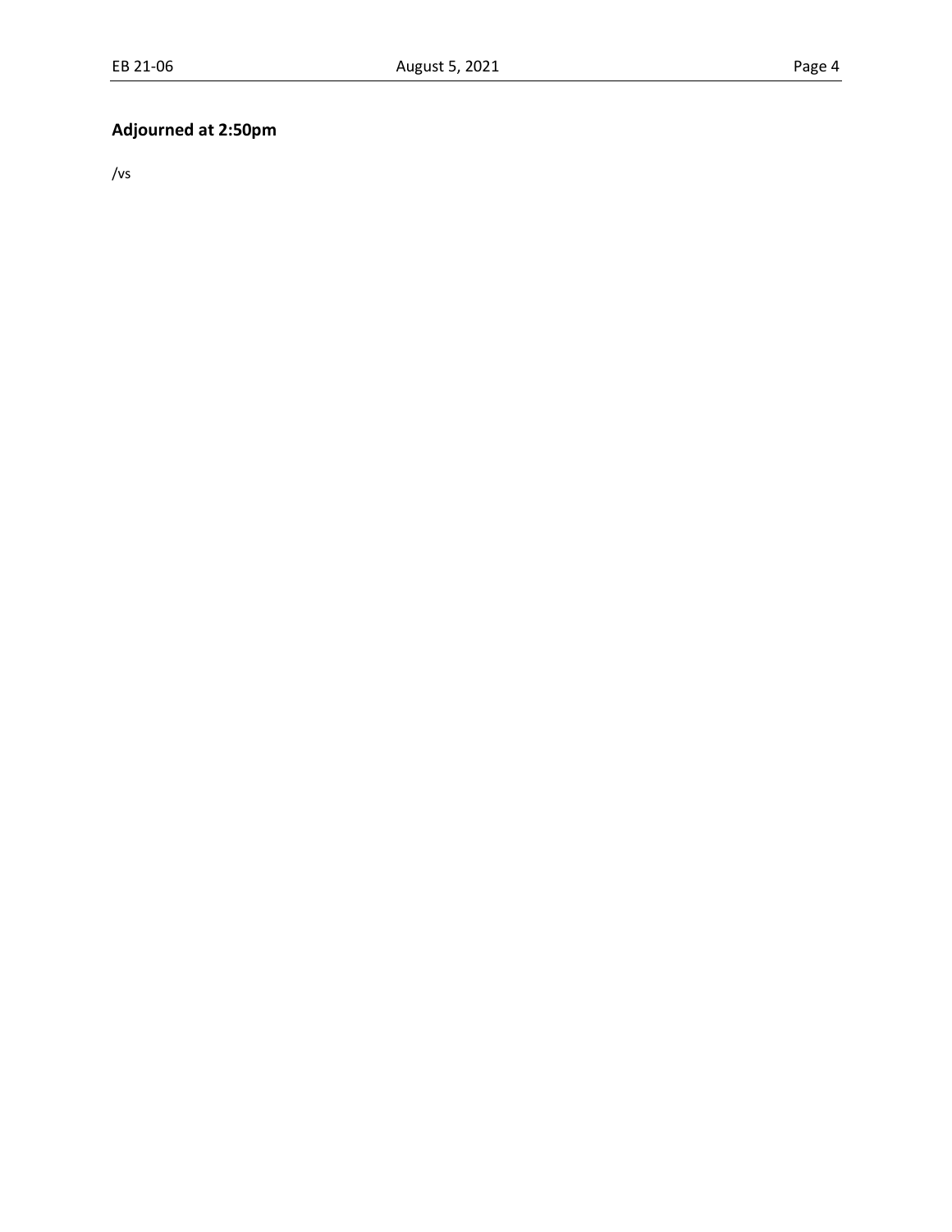**Adjourned at 2:50pm**

/vs